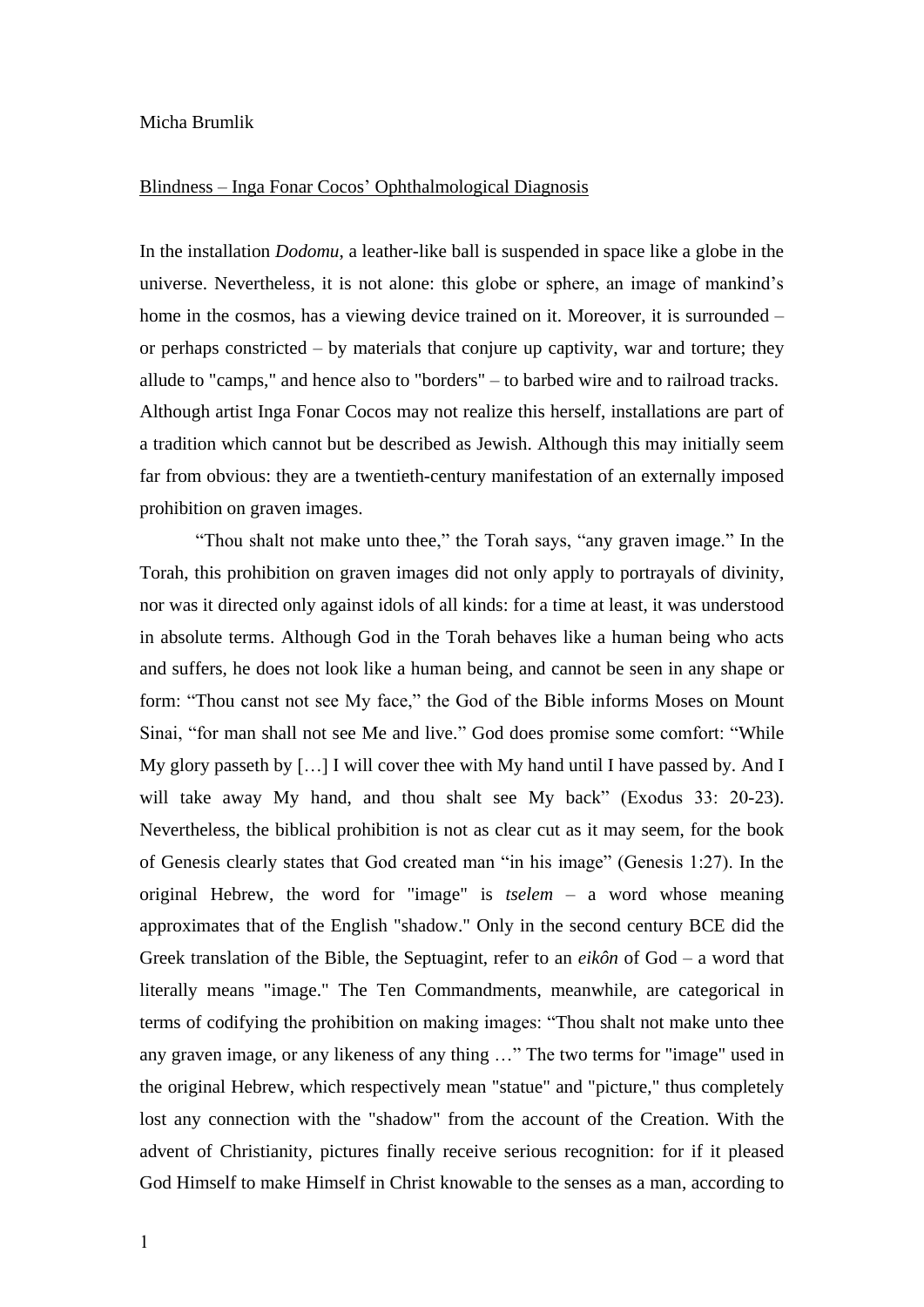Micha Brumlik

Blindness – Inga Fonar Cocos' Ophthalmological Diagnosis

In the installation *Dodomu*, a leather-like ball is suspended in space like a globe in the universe. Nevertheless, it is not alone: this globe or sphere, an image of mankind's home in the cosmos, has a viewing device trained on it. Moreover, it is surrounded – or perhaps constricted – by materials that conjure up captivity, war and torture; they allude to "camps," and hence also to "borders" – to barbed wire and to railroad tracks. Although artist Inga Fonar Cocos may not realize this herself, installations are part of a tradition which cannot but be described as Jewish. Although this may initially seem far from obvious: they are a twentieth-century manifestation of an externally imposed prohibition on graven images.

"Thou shalt not make unto thee," the Torah says, "any graven image." In the Torah, this prohibition on graven images did not only apply to portrayals of divinity, nor was it directed only against idols of all kinds: for a time at least, it was understood in absolute terms. Although God in the Torah behaves like a human being who acts and suffers, he does not look like a human being, and cannot be seen in any shape or form: "Thou canst not see My face," the God of the Bible informs Moses on Mount Sinai, "for man shall not see Me and live." God does promise some comfort: "While My glory passeth by […] I will cover thee with My hand until I have passed by. And I will take away My hand, and thou shalt see My back" (Exodus 33: 20-23). Nevertheless, the biblical prohibition is not as clear cut as it may seem, for the book of Genesis clearly states that God created man "in his image" (Genesis 1:27). In the original Hebrew, the word for "image" is *tselem* – a word whose meaning approximates that of the English "shadow." Only in the second century BCE did the Greek translation of the Bible, the Septuagint, refer to an *eikôn* of God – a word that literally means "image." The Ten Commandments, meanwhile, are categorical in terms of codifying the prohibition on making images: "Thou shalt not make unto thee any graven image, or any likeness of any thing …" The two terms for "image" used in the original Hebrew, which respectively mean "statue" and "picture," thus completely lost any connection with the "shadow" from the account of the Creation. With the advent of Christianity, pictures finally receive serious recognition: for if it pleased God Himself to make Himself in Christ knowable to the senses as a man, according to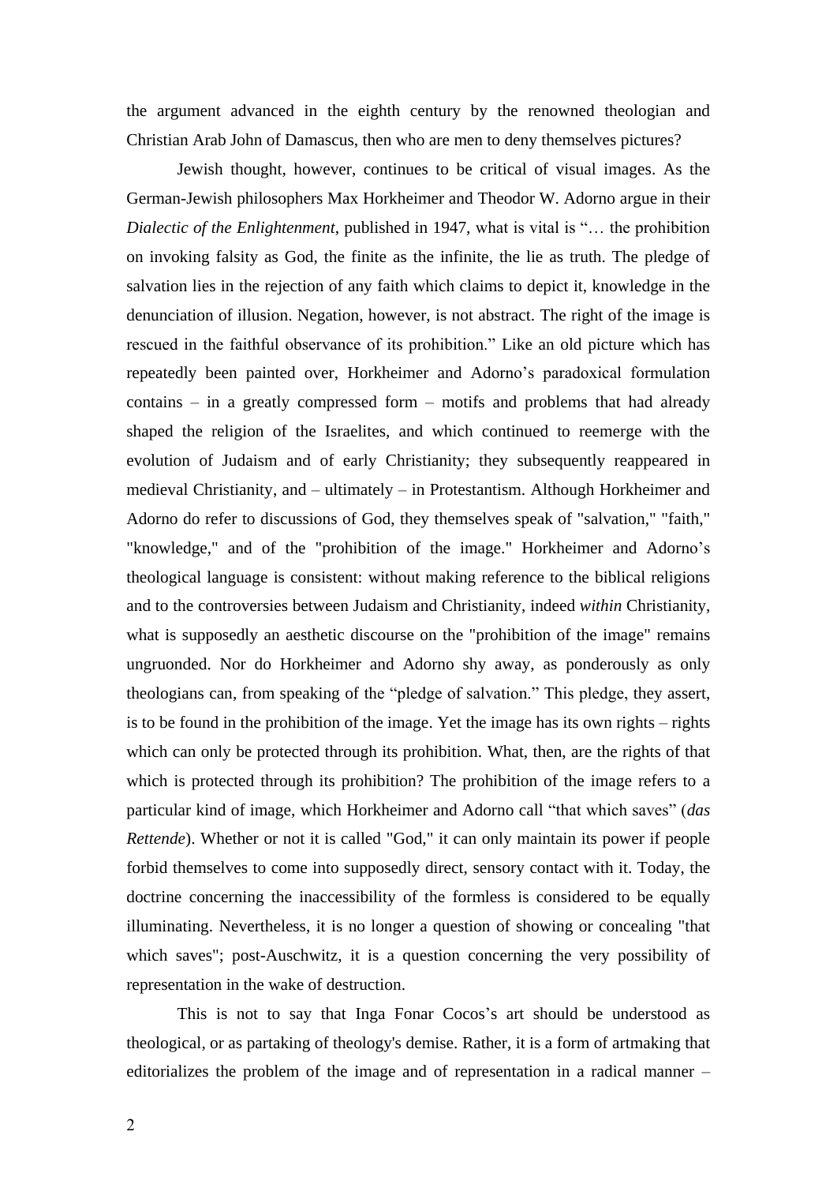the argument advanced in the eighth century by the renowned theologian and Christian Arab John of Damascus, then who are men to deny themselves pictures?

Jewish thought, however, continues to be critical of visual images. As the German-Jewish philosophers Max Horkheimer and Theodor W. Adorno argue in their *Dialectic of the Enlightenment*, published in 1947, what is vital is "… the prohibition on invoking falsity as God, the finite as the infinite, the lie as truth. The pledge of salvation lies in the rejection of any faith which claims to depict it, knowledge in the denunciation of illusion. Negation, however, is not abstract. The right of the image is rescued in the faithful observance of its prohibition." Like an old picture which has repeatedly been painted over, Horkheimer and Adorno's paradoxical formulation contains – in a greatly compressed form – motifs and problems that had already shaped the religion of the Israelites, and which continued to reemerge with the evolution of Judaism and of early Christianity; they subsequently reappeared in medieval Christianity, and – ultimately – in Protestantism. Although Horkheimer and Adorno do refer to discussions of God, they themselves speak of "salvation," "faith," "knowledge," and of the "prohibition of the image." Horkheimer and Adorno's theological language is consistent: without making reference to the biblical religions and to the controversies between Judaism and Christianity, indeed *within* Christianity, what is supposedly an aesthetic discourse on the "prohibition of the image" remains ungruonded. Nor do Horkheimer and Adorno shy away, as ponderously as only theologians can, from speaking of the "pledge of salvation." This pledge, they assert, is to be found in the prohibition of the image. Yet the image has its own rights – rights which can only be protected through its prohibition. What, then, are the rights of that which is protected through its prohibition? The prohibition of the image refers to a particular kind of image, which Horkheimer and Adorno call "that which saves" (*das Rettende*). Whether or not it is called "God," it can only maintain its power if people forbid themselves to come into supposedly direct, sensory contact with it. Today, the doctrine concerning the inaccessibility of the formless is considered to be equally illuminating. Nevertheless, it is no longer a question of showing or concealing "that which saves"; post-Auschwitz, it is a question concerning the very possibility of representation in the wake of destruction.

This is not to say that Inga Fonar Cocos's art should be understood as theological, or as partaking of theology's demise. Rather, it is a form of artmaking that editorializes the problem of the image and of representation in a radical manner –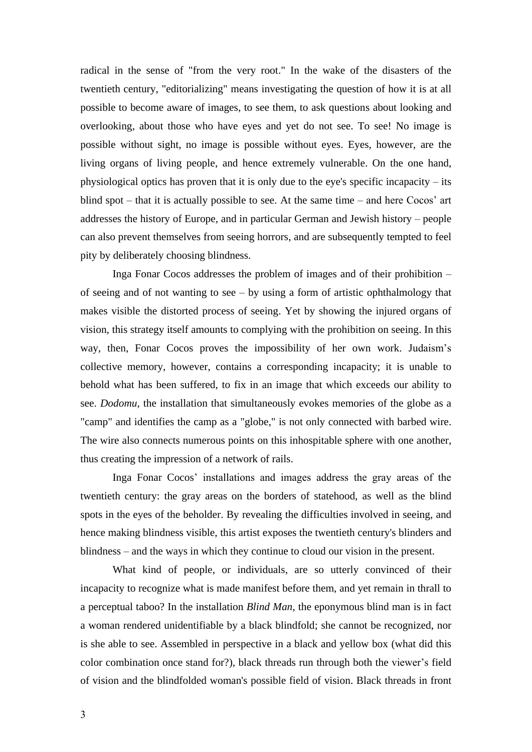radical in the sense of "from the very root." In the wake of the disasters of the twentieth century, "editorializing" means investigating the question of how it is at all possible to become aware of images, to see them, to ask questions about looking and overlooking, about those who have eyes and yet do not see. To see! No image is possible without sight, no image is possible without eyes. Eyes, however, are the living organs of living people, and hence extremely vulnerable. On the one hand, physiological optics has proven that it is only due to the eye's specific incapacity – its blind spot – that it is actually possible to see. At the same time – and here Cocos' art addresses the history of Europe, and in particular German and Jewish history – people can also prevent themselves from seeing horrors, and are subsequently tempted to feel pity by deliberately choosing blindness.

Inga Fonar Cocos addresses the problem of images and of their prohibition – of seeing and of not wanting to see – by using a form of artistic ophthalmology that makes visible the distorted process of seeing. Yet by showing the injured organs of vision, this strategy itself amounts to complying with the prohibition on seeing. In this way, then, Fonar Cocos proves the impossibility of her own work. Judaism's collective memory, however, contains a corresponding incapacity; it is unable to behold what has been suffered, to fix in an image that which exceeds our ability to see. *Dodomu*, the installation that simultaneously evokes memories of the globe as a "camp" and identifies the camp as a "globe," is not only connected with barbed wire. The wire also connects numerous points on this inhospitable sphere with one another, thus creating the impression of a network of rails.

Inga Fonar Cocos' installations and images address the gray areas of the twentieth century: the gray areas on the borders of statehood, as well as the blind spots in the eyes of the beholder. By revealing the difficulties involved in seeing, and hence making blindness visible, this artist exposes the twentieth century's blinders and blindness – and the ways in which they continue to cloud our vision in the present.

What kind of people, or individuals, are so utterly convinced of their incapacity to recognize what is made manifest before them, and yet remain in thrall to a perceptual taboo? In the installation *Blind Man*, the eponymous blind man is in fact a woman rendered unidentifiable by a black blindfold; she cannot be recognized, nor is she able to see. Assembled in perspective in a black and yellow box (what did this color combination once stand for?), black threads run through both the viewer's field of vision and the blindfolded woman's possible field of vision. Black threads in front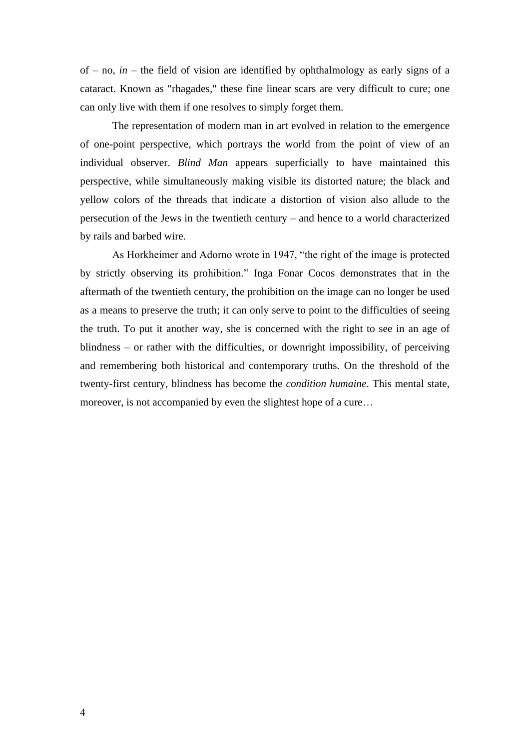of – no, *in* – the field of vision are identified by ophthalmology as early signs of a cataract. Known as "rhagades," these fine linear scars are very difficult to cure; one can only live with them if one resolves to simply forget them.

The representation of modern man in art evolved in relation to the emergence of one-point perspective, which portrays the world from the point of view of an individual observer. *Blind Man* appears superficially to have maintained this perspective, while simultaneously making visible its distorted nature; the black and yellow colors of the threads that indicate a distortion of vision also allude to the persecution of the Jews in the twentieth century – and hence to a world characterized by rails and barbed wire.

As Horkheimer and Adorno wrote in 1947, "the right of the image is protected by strictly observing its prohibition." Inga Fonar Cocos demonstrates that in the aftermath of the twentieth century, the prohibition on the image can no longer be used as a means to preserve the truth; it can only serve to point to the difficulties of seeing the truth. To put it another way, she is concerned with the right to see in an age of blindness – or rather with the difficulties, or downright impossibility, of perceiving and remembering both historical and contemporary truths. On the threshold of the twenty-first century, blindness has become the *condition humaine*. This mental state, moreover, is not accompanied by even the slightest hope of a cure…